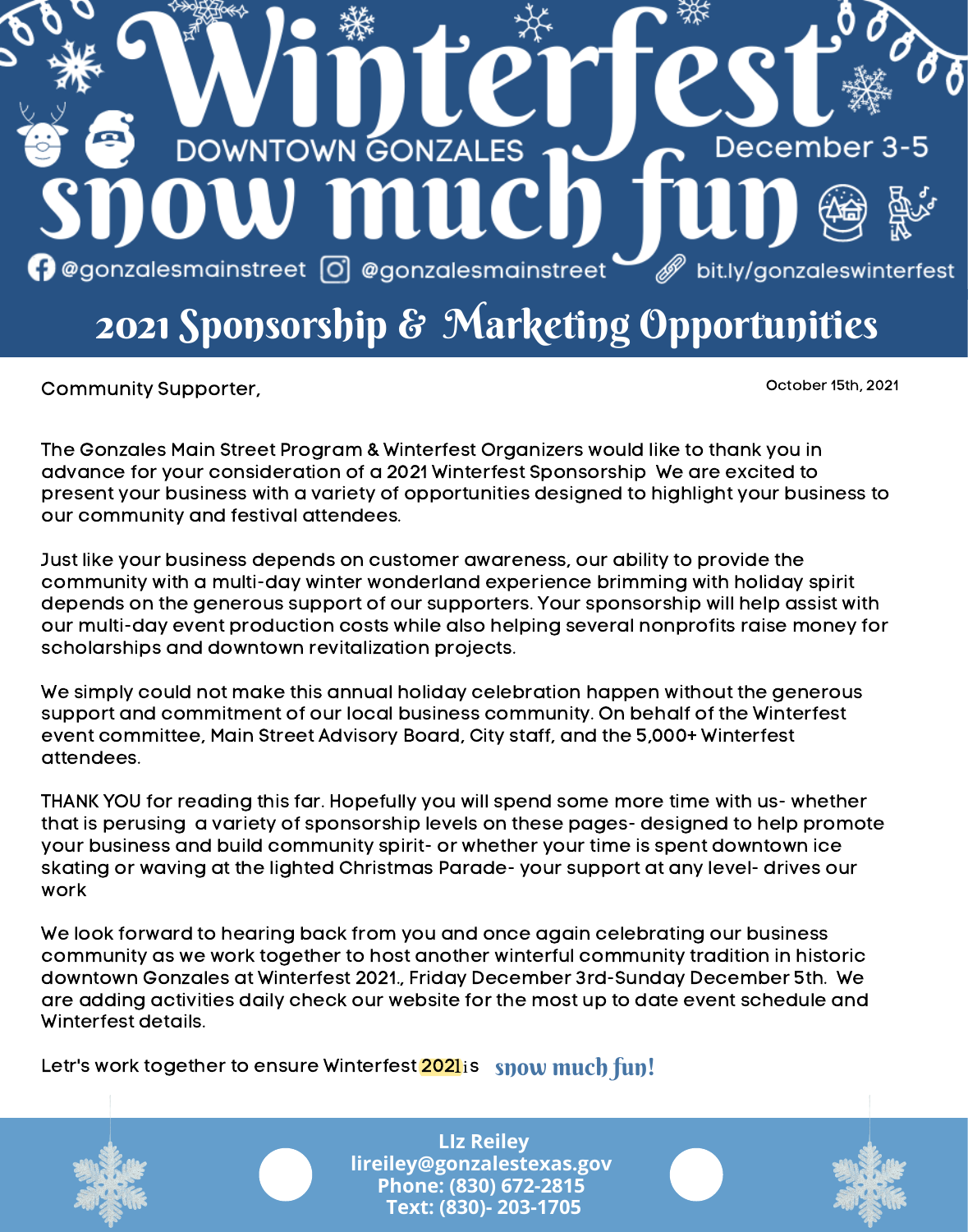# Winterfest

DOWNTOWN GONZALES

December 3-5

# snow much fun

@gonzalesmainstreet @gonzalesmainstreet bit.ly/gonzaleswinterfest

## 2021 Sponsorship & Marketing Opportunities

Community Supporter,

October 15th, 2021

The Gonzales Main Street Program & Winterfest Organizers would like to thank you in advance for your consideration of a 2021 Winterfest Sponsorship We are excited to present your business with a variety of opportunities designed to highlight your business to our community and festival attendees.

Just like your business depends on customer awareness, our ability to provide the community with a multi-day winter wonderland experience brimming with holiday spirit depends on the generous support of our supporters. Your sponsorship will help assist with our multi-day event production costs while also helping several nonprofits raise money for scholarships and downtown revitalization projects.

We simply could not make this annual holiday celebration happen without the generous support and commitment of our local business community. On behalf of the Winterfest event committee, Main Street Advisory Board, City staff, and the 5,000+ Winterfest attendees.

THANK YOU for reading this far. Hopefully you will spend some more time with us- whether that is perusing a variety of sponsorship levels on these pages- designed to help promote your business and build community spirit- or whether your time is spent downtown ice skating or waving at the lighted Christmas Parade- your support at any level- drives our work

We look forward to hearing back from you and once again celebrating our business community as we work together to host another winterful community tradition in historic downtown Gonzales at Winterfest 2021., Friday December 3rd-Sunday December 5th. We are adding activities daily check our website for the most up to date event schedule and Winterfest details.

Letr's work together to ensure Winterfest 2021 is **snow much fun!**

**LIz Reiley**
**lireiley@gonzalestexas.gov**
**Phone: (830) 672-2815**
**Text: (830)- 203-1705**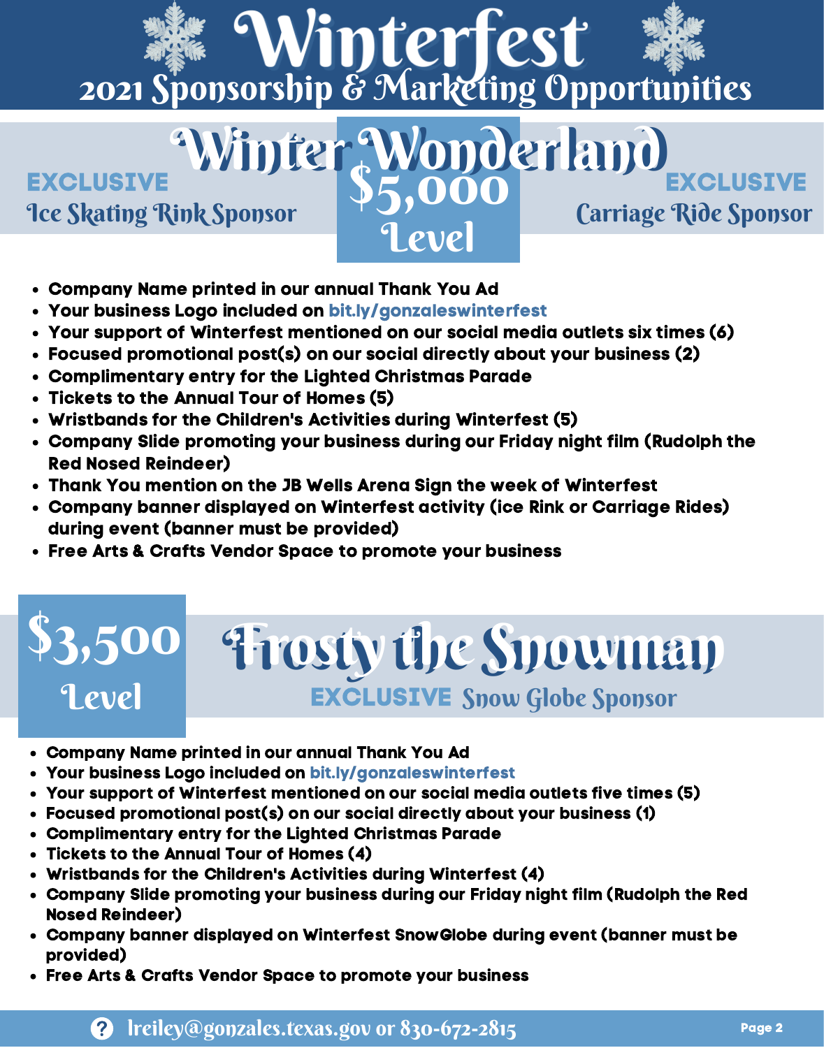# Winterfest

## 2021 Sponsorship & Marketing Opportunities

## Winter Wonderland

### $5,000 Level

**EXCLUSIVE** Ice Skating Rink Sponsor

**EXCLUSIVE** Carriage Ride Sponsor

- Company Name printed in our annual Thank You Ad
- Your business Logo included on bit.ly/gonzaleswinterfest
- Your support of Winterfest mentioned on our social media outlets six times (6)
- Focused promotional post(s) on our social directly about your business (2)
- Complimentary entry for the Lighted Christmas Parade
- Tickets to the Annual Tour of Homes (5)
- Wristbands for the Children's Activities during Winterfest (5)
- Company Slide promoting your business during our Friday night film (Rudolph the Red Nosed Reindeer)
- Thank You mention on the JB Wells Arena Sign the week of Winterfest
- Company banner displayed on Winterfest activity (ice Rink or Carriage Rides) during event (banner must be provided)
- Free Arts & Crafts Vendor Space to promote your business

## Frosty the Snowman

### $3,500 Level

**EXCLUSIVE** Snow Globe Sponsor

- Company Name printed in our annual Thank You Ad
- Your business Logo included on bit.ly/gonzaleswinterfest
- Your support of Winterfest mentioned on our social media outlets five times (5)
- Focused promotional post(s) on our social directly about your business (1)
- Complimentary entry for the Lighted Christmas Parade
- Tickets to the Annual Tour of Homes (4)
- Wristbands for the Children's Activities during Winterfest (4)
- Company Slide promoting your business during our Friday night film (Rudolph the Red Nosed Reindeer)
- Company banner displayed on Winterfest SnowGlobe during event (banner must be provided)
- Free Arts & Crafts Vendor Space to promote your business

lreiley@gonzales.texas.gov or 830-672-2815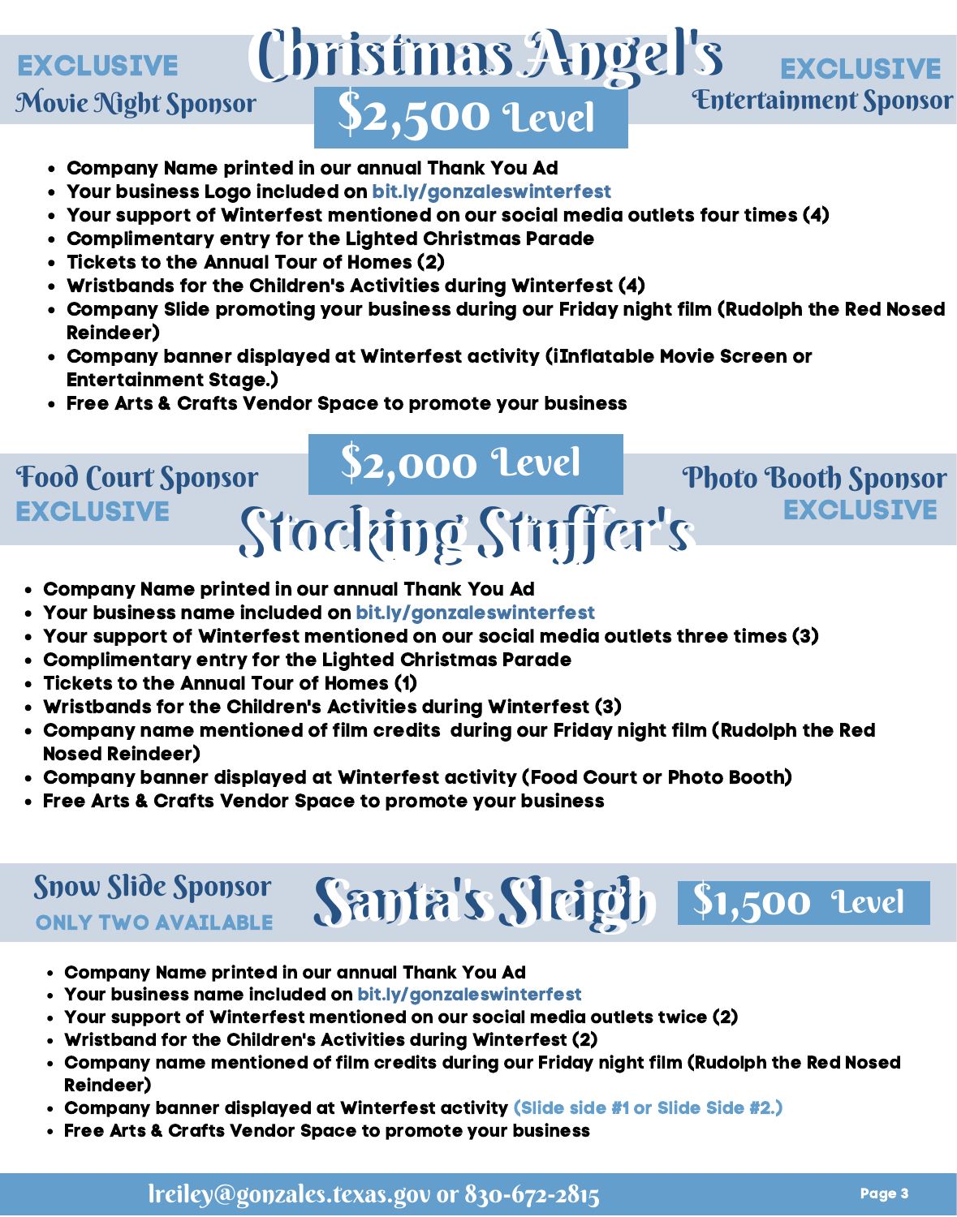## Christmas Angel's

### $2,500 Level

**EXCLUSIVE** Movie Night Sponsor

**EXCLUSIVE** Entertainment Sponsor

- **Company Name printed in our annual Thank You Ad**
- **Your business Logo included on bit.ly/gonzaleswinterfest**
- **Your support of Winterfest mentioned on our social media outlets four times (4)**
- **Complimentary entry for the Lighted Christmas Parade**
- **Tickets to the Annual Tour of Homes (2)**
- **Wristbands for the Children's Activities during Winterfest (4)**
- **Company Slide promoting your business during our Friday night film (Rudolph the Red Nosed Reindeer)**
- **Company banner displayed at Winterfest activity (iInflatable Movie Screen or Entertainment Stage.)**
- **Free Arts & Crafts Vendor Space to promote your business**

## Stocking Stuffer's

### $2,000 Level

Food Court Sponsor **EXCLUSIVE**

Photo Booth Sponsor **EXCLUSIVE**

- **Company Name printed in our annual Thank You Ad**
- **Your business name included on bit.ly/gonzaleswinterfest**
- **Your support of Winterfest mentioned on our social media outlets three times (3)**
- **Complimentary entry for the Lighted Christmas Parade**
- **Tickets to the Annual Tour of Homes (1)**
- **Wristbands for the Children's Activities during Winterfest (3)**
- **Company name mentioned of film credits during our Friday night film (Rudolph the Red Nosed Reindeer)**
- **Company banner displayed at Winterfest activity (Food Court or Photo Booth)**
- **Free Arts & Crafts Vendor Space to promote your business**

## Santa's Sleigh

### $1,500 Level

Snow Slide Sponsor **ONLY TWO AVAILABLE**

- **Company Name printed in our annual Thank You Ad**
- **Your business name included on bit.ly/gonzaleswinterfest**
- **Your support of Winterfest mentioned on our social media outlets twice (2)**
- **Wristband for the Children's Activities during Winterfest (2)**
- **Company name mentioned of film credits during our Friday night film (Rudolph the Red Nosed Reindeer)**
- **Company banner displayed at Winterfest activity (Slide side #1 or Slide Side #2.)**
- **Free Arts & Crafts Vendor Space to promote your business**

lreiley@gonzales.texas.gov or 830-672-2815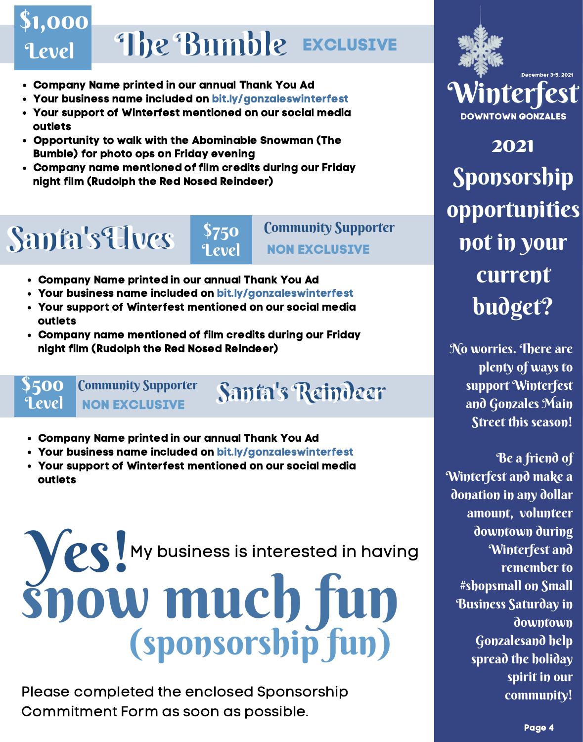## $1,000 Level — The Bumble EXCLUSIVE

- Company Name printed in our annual Thank You Ad
- Your business name included on bit.ly/gonzaleswinterfest
- Your support of Winterfest mentioned on our social media outlets
- Opportunity to walk with the Abominable Snowman (The Bumble) for photo ops on Friday evening
- Company name mentioned of film credits during our Friday night film (Rudolph the Red Nosed Reindeer)

## Santa's Elves — $750 Level — Community Supporter NON EXCLUSIVE

- Company Name printed in our annual Thank You Ad
- Your business name included on bit.ly/gonzaleswinterfest
- Your support of Winterfest mentioned on our social media outlets
- Company name mentioned of film credits during our Friday night film (Rudolph the Red Nosed Reindeer)

## $500 Level — Community Supporter NON EXCLUSIVE — Santa's Reindeer

- Company Name printed in our annual Thank You Ad
- Your business name included on bit.ly/gonzaleswinterfest
- Your support of Winterfest mentioned on our social media outlets

# Yes! My business is interested in having snow much fun (sponsorship fun)

Please completed the enclosed Sponsorship Commitment Form as soon as possible.

December 3-5, 2021

**Winterfest**
DOWNTOWN GONZALES

## 2021 Sponsorship opportunities not in your current budget?

No worries. There are plenty of ways to support Winterfest and Gonzales Main Street this season!

Be a friend of Winterfest and make a donation in any dollar amount, volunteer downtown during Winterfest and remember to #shopsmall on Small Business Saturday in downtown Gonzalesand help spread the holiday spirit in our community!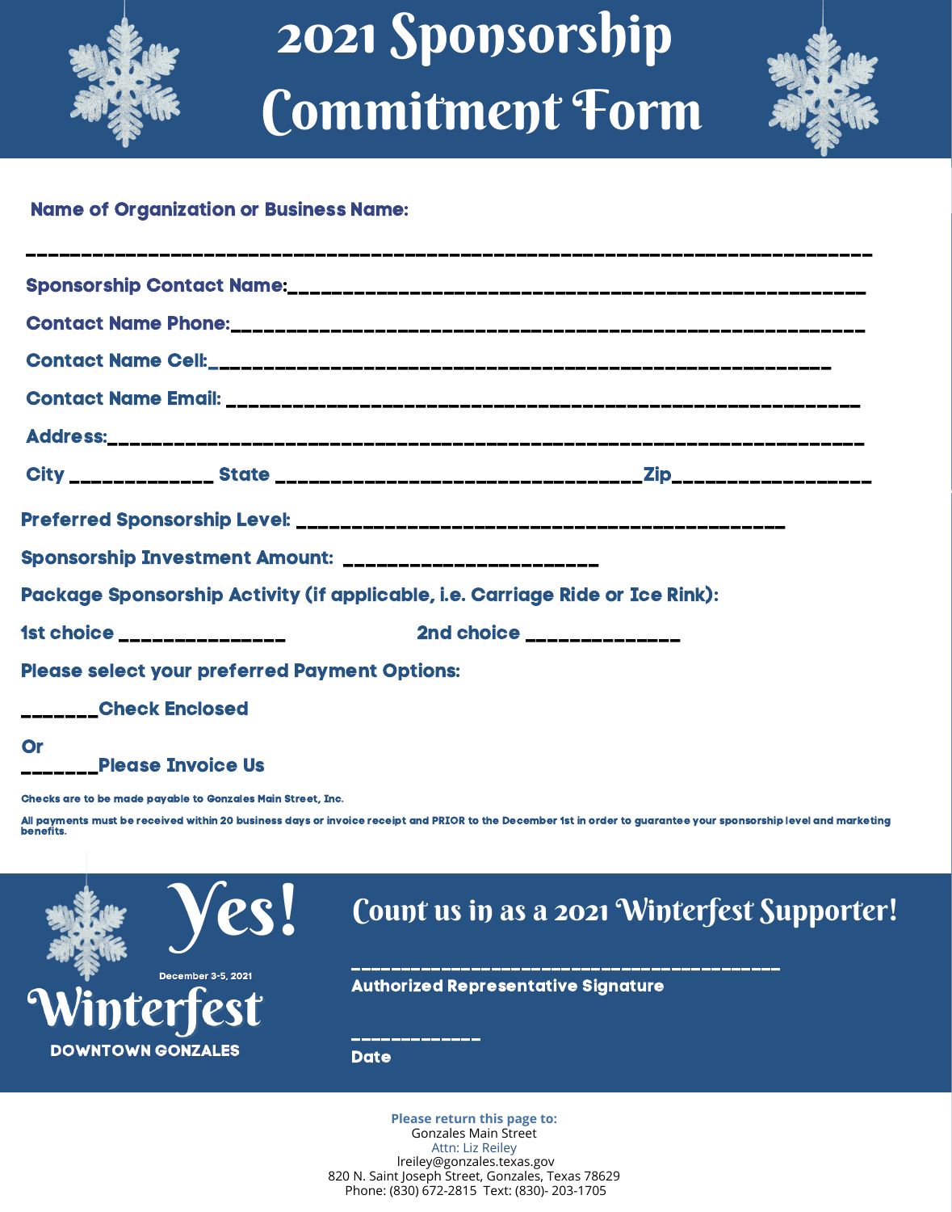# 2021 Sponsorship Commitment Form

**Name of Organization or Business Name:**

_______________________________________________________________________________

**Sponsorship Contact Name:**_____________________________________________________

**Contact Name Phone:**_________________________________________________________

**Contact Name Cell:**_________________________________________________________

**Contact Name Email:** _________________________________________________________

**Address:**________________________________________________________________

**City** _____________ **State** _________________________________**Zip**________________

**Preferred Sponsorship Level:** ____________________________________________

**Sponsorship Investment Amount:** _______________________

**Package Sponsorship Activity (if applicable, i.e. Carriage Ride or Ice Rink):**

**1st choice** _______________ **2nd choice** ______________

**Please select your preferred Payment Options:**

_______**Check Enclosed**

**Or**

_______**Please Invoice Us**

**Checks are to be made payable to Gonzales Main Street, Inc.**

**All payments must be received within 20 business days or invoice receipt and PRIOR to the December 1st in order to guarantee your sponsorship level and marketing benefits.**

**Yes!**

December 3-5, 2021

**Winterfest**

**DOWNTOWN GONZALES**

## Count us in as a 2021 Winterfest Supporter!

__________________________________________

**Authorized Representative Signature**

____________

**Date**

**Please return this page to:**
Gonzales Main Street
Attn: Liz Reiley
lreiley@gonzales.texas.gov
820 N. Saint Joseph Street, Gonzales, Texas 78629
Phone: (830) 672-2815 Text: (830)- 203-1705